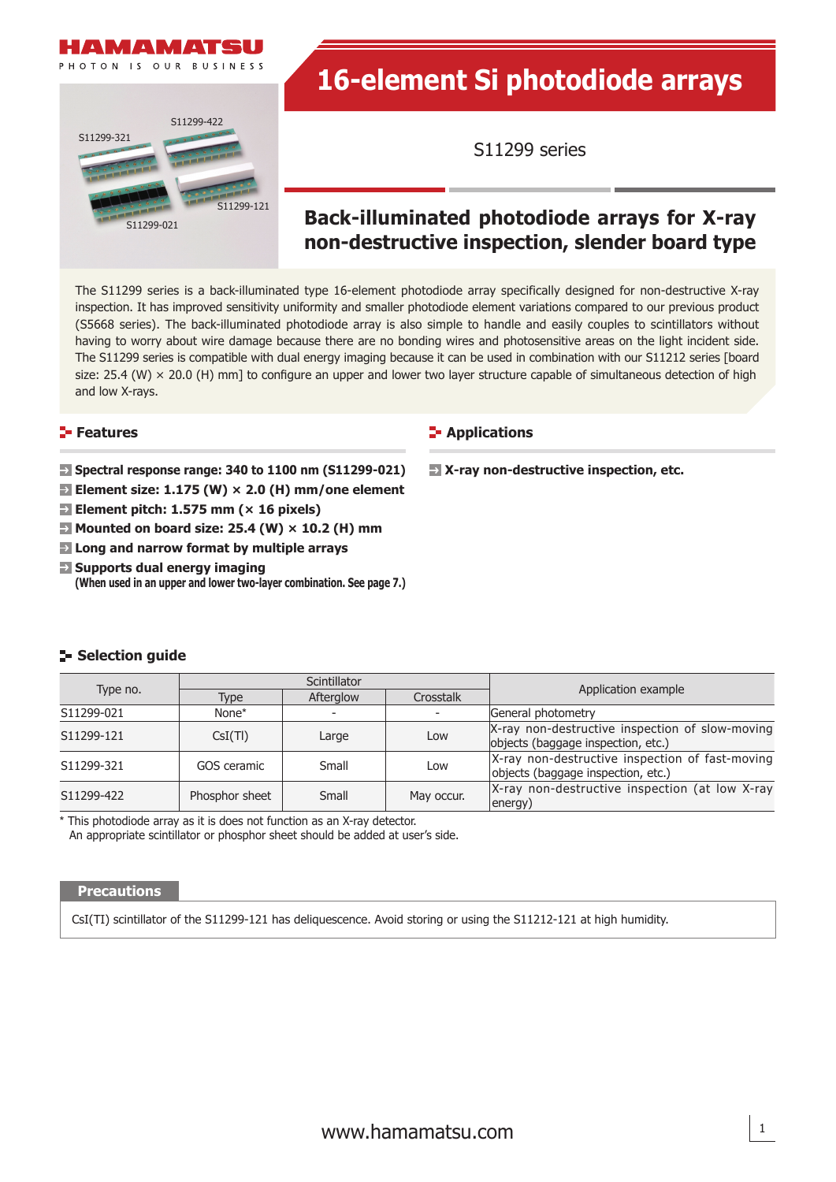# 16-element Si photodiode arrays

S11299 series

## Back-illuminated photodiode arrays for X-ray non-destructive inspection, slender board type

The S11299 series is a back-illuminated type 16-element photodiode array specifically designed for non-destructive X-ray inspection. It has improved sensitivity uniformity and smaller photodiode element variations compared to our previous product (S5668 series). The back-illuminated photodiode array is also simple to handle and easily couples to scintillators without having to worry about wire damage because there are no bonding wires and photosensitive areas on the light incident side. The S11299 series is compatible with dual energy imaging because it can be used in combination with our S11212 series [board size: 25.4 (W) × 20.0 (H) mm] to configure an upper and lower two layer structure capable of simultaneous detection of high and low X-rays.

## Features

- **Spectral response range: 340 to 1100 nm (S11299-021)**
- **Element size: 1.175 (W) × 2.0 (H) mm/one element**
- **Element pitch: 1.575 mm (× 16 pixels)**
- **Mounted on board size: 25.4 (W) × 10.2 (H) mm**
- **Long and narrow format by multiple arrays**
- **Supports dual energy imaging**
  **(When used in an upper and lower two-layer combination. See page 7.)**

## Applications

- **X-ray non-destructive inspection, etc.**

## Selection guide

| Type no. | Scintillator | | | Application example |
|---|---|---|---|---|
| | Type | Afterglow | Crosstalk | |
| S11299-021 | None* | - | - | General photometry |
| S11299-121 | CsI(Tl) | Large | Low | X-ray non-destructive inspection of slow-moving objects (baggage inspection, etc.) |
| S11299-321 | GOS ceramic | Small | Low | X-ray non-destructive inspection of fast-moving objects (baggage inspection, etc.) |
| S11299-422 | Phosphor sheet | Small | May occur. | X-ray non-destructive inspection (at low X-ray energy) |

\* This photodiode array as it is does not function as an X-ray detector.
An appropriate scintillator or phosphor sheet should be added at user's side.

## Precautions

CsI(Tl) scintillator of the S11299-121 has deliquescence. Avoid storing or using the S11212-121 at high humidity.

www.hamamatsu.com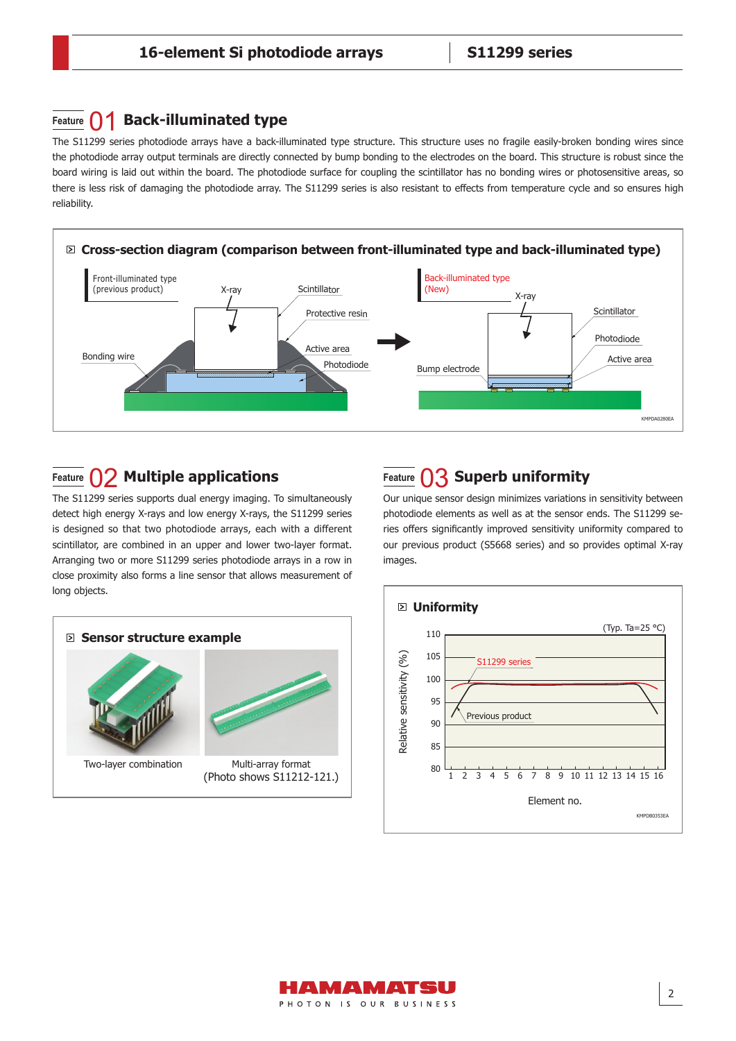## Feature 01 Back-illuminated type

The S11299 series photodiode arrays have a back-illuminated type structure. This structure uses no fragile easily-broken bonding wires since the photodiode array output terminals are directly connected by bump bonding to the electrodes on the board. This structure is robust since the board wiring is laid out within the board. The photodiode surface for coupling the scintillator has no bonding wires or photosensitive areas, so there is less risk of damaging the photodiode array. The S11299 series is also resistant to effects from temperature cycle and so ensures high reliability.

### Cross-section diagram (comparison between front-illuminated type and back-illuminated type)

Front-illuminated type (previous product) — X-ray, Scintillator, Protective resin, Active area, Photodiode, Bonding wire

Back-illuminated type (New) — X-ray, Scintillator, Photodiode, Active area, Bump electrode

KMPDA0280EA

## Feature 02 Multiple applications

The S11299 series supports dual energy imaging. To simultaneously detect high energy X-rays and low energy X-rays, the S11299 series is designed so that two photodiode arrays, each with a different scintillator, are combined in an upper and lower two-layer format. Arranging two or more S11299 series photodiode arrays in a row in close proximity also forms a line sensor that allows measurement of long objects.

### Sensor structure example

Two-layer combination

Multi-array format (Photo shows S11212-121.)

## Feature 03 Superb uniformity

Our unique sensor design minimizes variations in sensitivity between photodiode elements as well as at the sensor ends. The S11299 series offers significantly improved sensitivity uniformity compared to our previous product (S5668 series) and so provides optimal X-ray images.

### Uniformity

(Typ. Ta=25 °C)

Relative sensitivity (%) vs. Element no. (1–16); S11299 series, Previous product

KMPDB0353EA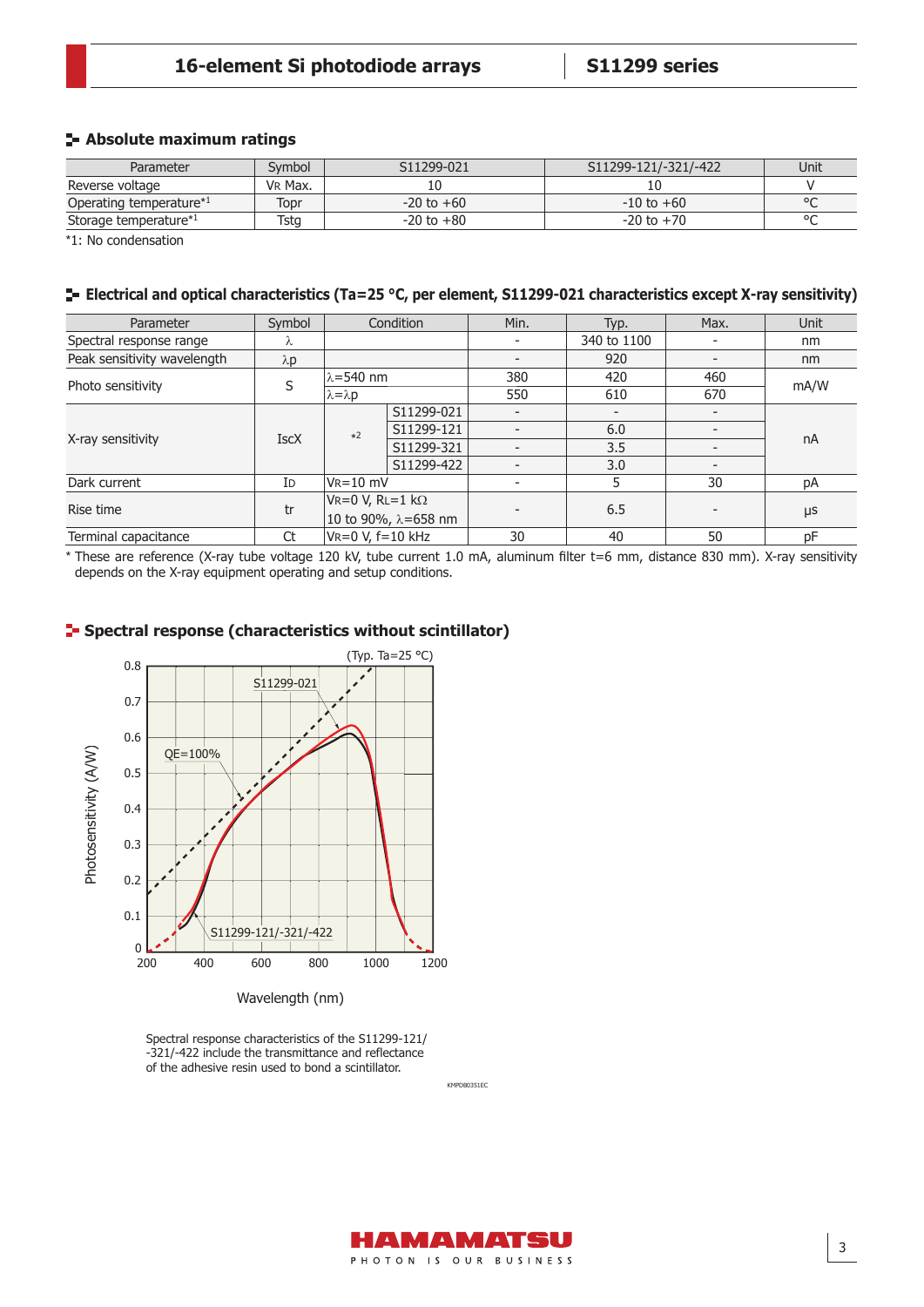## Absolute maximum ratings

| Parameter | Symbol | S11299-021 | S11299-121/-321/-422 | Unit |
|---|---|---|---|---|
| Reverse voltage | $V_R$ Max. | 10 | 10 | V |
| Operating temperature*1 | Topr | -20 to +60 | -10 to +60 | °C |
| Storage temperature*1 | Tstg | -20 to +80 | -20 to +70 | °C |

*1: No condensation

## Electrical and optical characteristics (Ta=25 °C, per element, S11299-021 characteristics except X-ray sensitivity)

| Parameter | Symbol | Condition | | Min. | Typ. | Max. | Unit |
|---|---|---|---|---|---|---|---|
| Spectral response range | λ | | | - | 340 to 1100 | - | nm |
| Peak sensitivity wavelength | λp | | | - | 920 | - | nm |
| Photo sensitivity | S | λ=540 nm | | 380 | 420 | 460 | mA/W |
| | | λ=λp | | 550 | 610 | 670 | |
| X-ray sensitivity | IscX | *2 | S11299-021 | - | - | - | nA |
| | | | S11299-121 | - | 6.0 | - | |
| | | | S11299-321 | - | 3.5 | - | |
| | | | S11299-422 | - | 3.0 | - | |
| Dark current | $I_D$ | $V_R$=10 mV | | - | 5 | 30 | pA |
| Rise time | tr | $V_R$=0 V, $R_L$=1 kΩ<br>10 to 90%, λ=658 nm | | - | 6.5 | - | μs |
| Terminal capacitance | Ct | $V_R$=0 V, f=10 kHz | | 30 | 40 | 50 | pF |

\* These are reference (X-ray tube voltage 120 kV, tube current 1.0 mA, aluminum filter t=6 mm, distance 830 mm). X-ray sensitivity depends on the X-ray equipment operating and setup conditions.

## Spectral response (characteristics without scintillator)

Spectral response characteristics of the S11299-121/-321/-422 include the transmittance and reflectance of the adhesive resin used to bond a scintillator.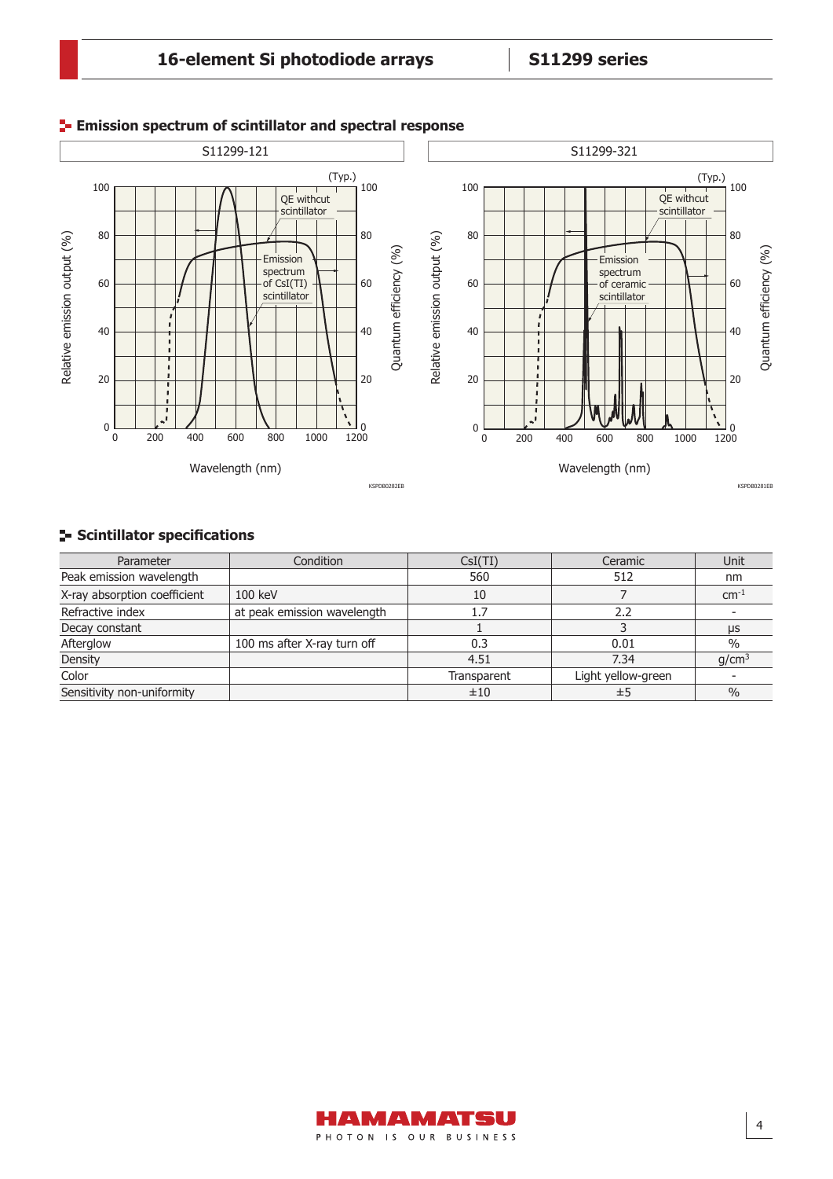## Emission spectrum of scintillator and spectral response

S11299-121

(Typ.)

QE without scintillator

Emission spectrum of CsI(TI) scintillator

Relative emission output (%)

Quantum efficiency (%)

Wavelength (nm)

KSPDB0282EB

S11299-321

(Typ.)

QE without scintillator

Emission spectrum of ceramic scintillator

Relative emission output (%)

Quantum efficiency (%)

Wavelength (nm)

KSPDB0281EB

## Scintillator specifications

| Parameter | Condition | CsI(TI) | Ceramic | Unit |
|---|---|---|---|---|
| Peak emission wavelength | | 560 | 512 | nm |
| X-ray absorption coefficient | 100 keV | 10 | 7 | $cm^{-1}$ |
| Refractive index | at peak emission wavelength | 1.7 | 2.2 | - |
| Decay constant | | 1 | 3 | μs |
| Afterglow | 100 ms after X-ray turn off | 0.3 | 0.01 | % |
| Density | | 4.51 | 7.34 | $g/cm^3$ |
| Color | | Transparent | Light yellow-green | - |
| Sensitivity non-uniformity | | ±10 | ±5 | % |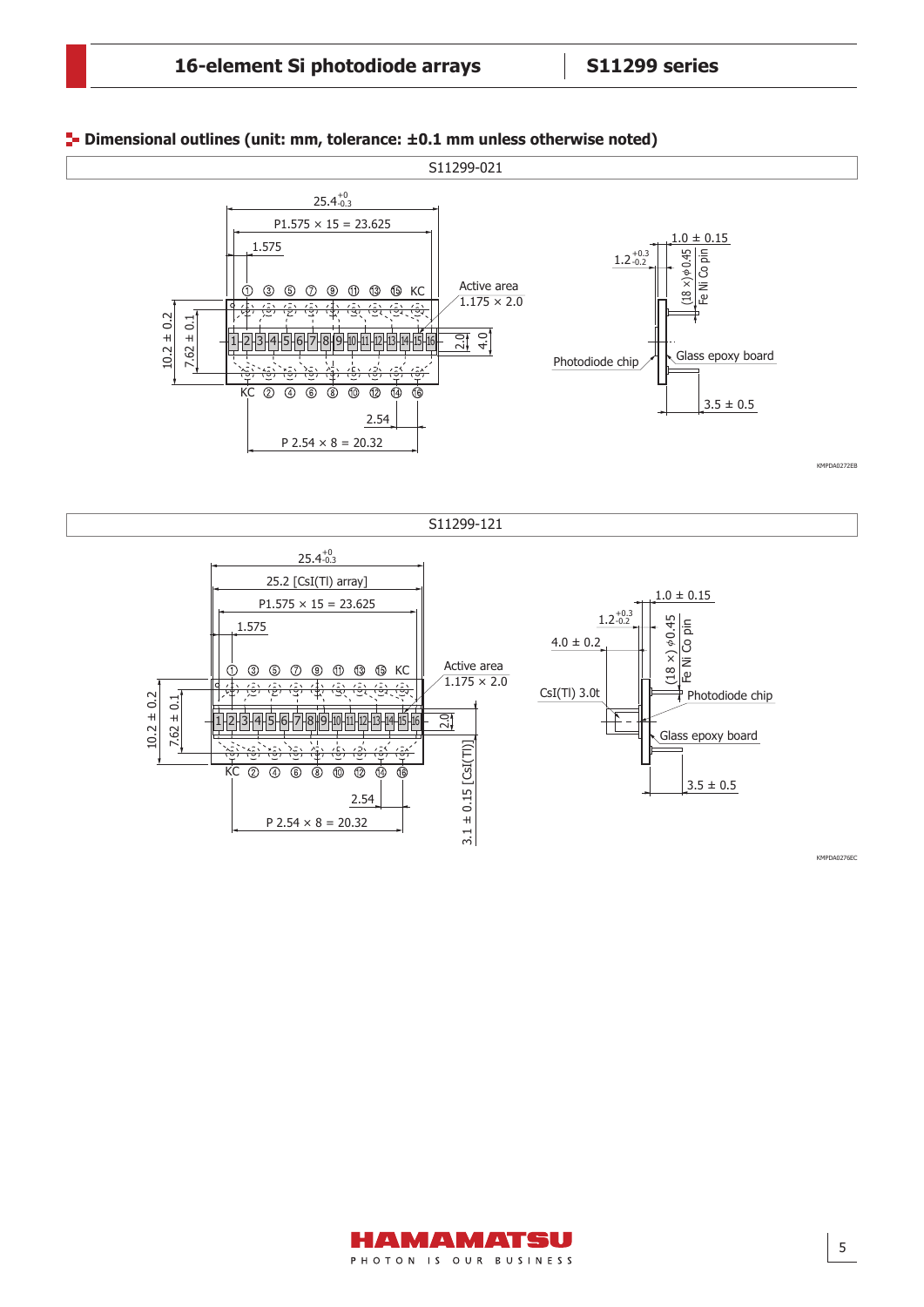## Dimensional outlines (unit: mm, tolerance: ±0.1 mm unless otherwise noted)

S11299-021

$25.4^{+0}_{-0.3}$

P1.575 × 15 = 23.625

1.575

① ③ ⑤ ⑦ ⑨ ⑪ ⑬ ⑮ KC

Active area 1.175 × 2.0

1 2 3 4 5 6 7 8 9 10 11 12 13 14 15 16

2.0

4.0

10.2 ± 0.2

7.62 ± 0.1

KC ② ④ ⑥ ⑧ ⑩ ⑫ ⑭ ⑯

2.54

P 2.54 × 8 = 20.32

$1.2^{+0.3}_{-0.2}$

1.0 ± 0.15

(18 ×) ϕ0.45 Fe Ni Co pin

Photodiode chip

Glass epoxy board

3.5 ± 0.5

KMPDA0272EB

S11299-121

$25.4^{+0}_{-0.3}$

25.2 [CsI(Tl) array]

P1.575 × 15 = 23.625

1.575

① ③ ⑤ ⑦ ⑨ ⑪ ⑬ ⑮ KC

Active area 1.175 × 2.0

1 2 3 4 5 6 7 8 9 10 11 12 13 14 15 16

2.0

10.2 ± 0.2

7.62 ± 0.1

KC ② ④ ⑥ ⑧ ⑩ ⑫ ⑭ ⑯

2.54

P 2.54 × 8 = 20.32

3.1 ± 0.15 [CsI(Tl)]

$1.2^{+0.3}_{-0.2}$

1.0 ± 0.15

4.0 ± 0.2

(18 ×) ϕ0.45 Fe Ni Co pin

CsI(Tl) 3.0t

Photodiode chip

Glass epoxy board

3.5 ± 0.5

KMPDA0276EC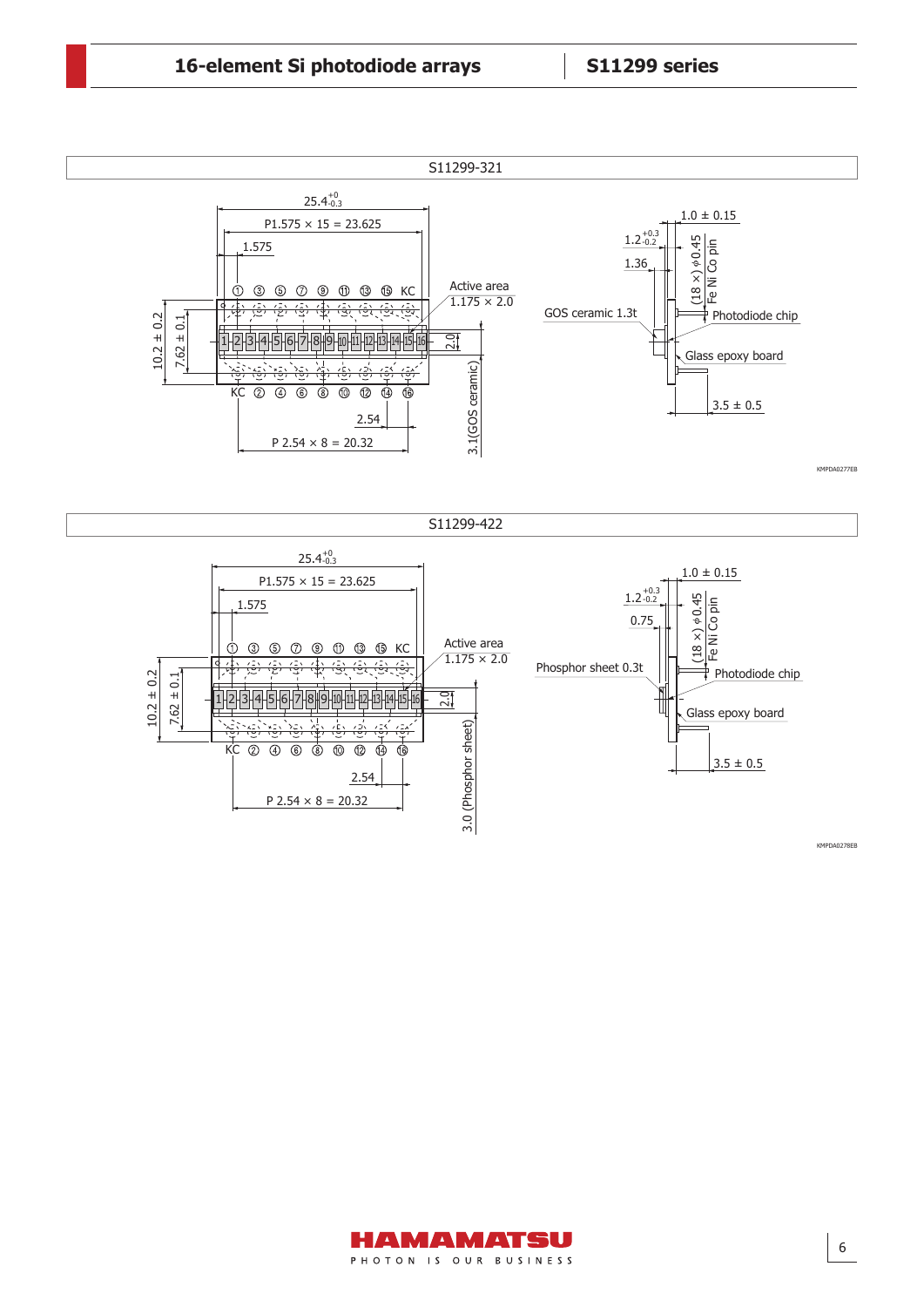## S11299-321

25.4 $^{+0}_{-0.3}$

P1.575 × 15 = 23.625

1.575

① ③ ⑤ ⑦ ⑨ ⑪ ⑬ ⑮ KC

Active area 1.175 × 2.0

10.2 ± 0.2

7.62 ± 0.1

2.0

KC ② ④ ⑥ ⑧ ⑩ ⑫ ⑭ ⑯

2.54

P 2.54 × 8 = 20.32

3.1(GOS ceramic)

1.0 ± 0.15

1.2 $^{+0.3}_{-0.2}$

1.36

(18 ×) φ0.45 Fe Ni Co pin

GOS ceramic 1.3t

Photodiode chip

Glass epoxy board

3.5 ± 0.5

KMPDA0277EB

## S11299-422

25.4 $^{+0}_{-0.3}$

P1.575 × 15 = 23.625

1.575

① ③ ⑤ ⑦ ⑨ ⑪ ⑬ ⑮ KC

Active area 1.175 × 2.0

10.2 ± 0.2

7.62 ± 0.1

2.0

KC ② ④ ⑥ ⑧ ⑩ ⑫ ⑭ ⑯

2.54

P 2.54 × 8 = 20.32

3.0 (Phosphor sheet)

1.0 ± 0.15

1.2 $^{+0.3}_{-0.2}$

0.75

(18 ×) φ0.45 Fe Ni Co pin

Phosphor sheet 0.3t

Photodiode chip

Glass epoxy board

3.5 ± 0.5

KMPDA0278EB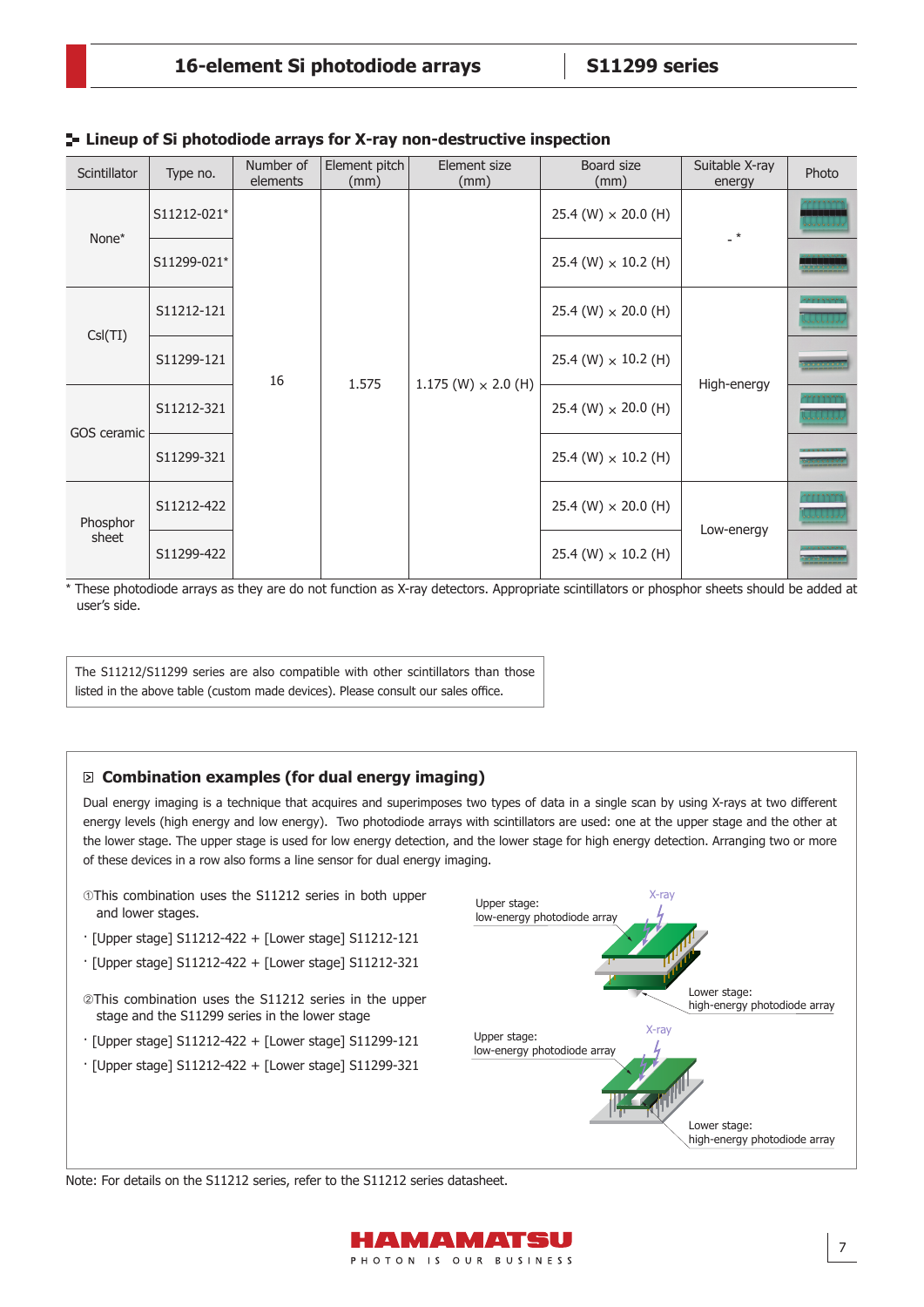## Lineup of Si photodiode arrays for X-ray non-destructive inspection

| Scintillator | Type no. | Number of elements | Element pitch (mm) | Element size (mm) | Board size (mm) | Suitable X-ray energy | Photo |
|---|---|---|---|---|---|---|---|
| None* | S11212-021* | 16 | 1.575 | 1.175 (W) × 2.0 (H) | 25.4 (W) × 20.0 (H) | -* | |
| | S11299-021* | | | | 25.4 (W) × 10.2 (H) | | |
| CsI(Tl) | S11212-121 | | | | 25.4 (W) × 20.0 (H) | High-energy | |
| | S11299-121 | | | | 25.4 (W) × 10.2 (H) | | |
| GOS ceramic | S11212-321 | | | | 25.4 (W) × 20.0 (H) | | |
| | S11299-321 | | | | 25.4 (W) × 10.2 (H) | | |
| Phosphor sheet | S11212-422 | | | | 25.4 (W) × 20.0 (H) | Low-energy | |
| | S11299-422 | | | | 25.4 (W) × 10.2 (H) | | |

* These photodiode arrays as they are do not function as X-ray detectors. Appropriate scintillators or phosphor sheets should be added at user's side.

The S11212/S11299 series are also compatible with other scintillators than those listed in the above table (custom made devices). Please consult our sales office.

### Combination examples (for dual energy imaging)

Dual energy imaging is a technique that acquires and superimposes two types of data in a single scan by using X-rays at two different energy levels (high energy and low energy). Two photodiode arrays with scintillators are used: one at the upper stage and the other at the lower stage. The upper stage is used for low energy detection, and the lower stage for high energy detection. Arranging two or more of these devices in a row also forms a line sensor for dual energy imaging.

① This combination uses the S11212 series in both upper and lower stages.

- [Upper stage] S11212-422 + [Lower stage] S11212-121
- [Upper stage] S11212-422 + [Lower stage] S11212-321

② This combination uses the S11212 series in the upper stage and the S11299 series in the lower stage

- [Upper stage] S11212-422 + [Lower stage] S11299-121
- [Upper stage] S11212-422 + [Lower stage] S11299-321

X-ray

Upper stage: low-energy photodiode array

Lower stage: high-energy photodiode array

X-ray

Upper stage: low-energy photodiode array

Lower stage: high-energy photodiode array

Note: For details on the S11212 series, refer to the S11212 series datasheet.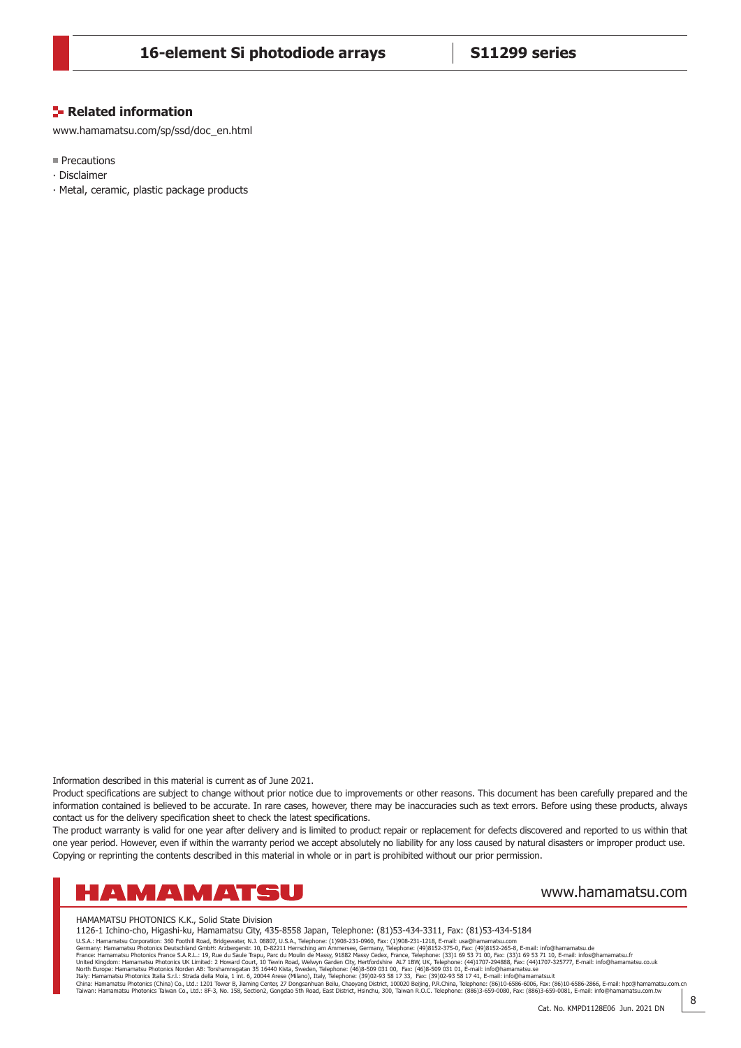## Related information

www.hamamatsu.com/sp/ssd/doc_en.html

- Precautions
- · Disclaimer
- · Metal, ceramic, plastic package products

Information described in this material is current as of June 2021.

Product specifications are subject to change without prior notice due to improvements or other reasons. This document has been carefully prepared and the information contained is believed to be accurate. In rare cases, however, there may be inaccuracies such as text errors. Before using these products, always contact us for the delivery specification sheet to check the latest specifications.

The product warranty is valid for one year after delivery and is limited to product repair or replacement for defects discovered and reported to us within that one year period. However, even if within the warranty period we accept absolutely no liability for any loss caused by natural disasters or improper product use. Copying or reprinting the contents described in this material in whole or in part is prohibited without our prior permission.

HAMAMATSU

www.hamamatsu.com

HAMAMATSU PHOTONICS K.K., Solid State Division
1126-1 Ichino-cho, Higashi-ku, Hamamatsu City, 435-8558 Japan, Telephone: (81)53-434-3311, Fax: (81)53-434-5184
U.S.A.: Hamamatsu Corporation: 360 Foothill Road, Bridgewater, N.J. 08807, U.S.A., Telephone: (1)908-231-0960, Fax: (1)908-231-1218, E-mail: usa@hamamatsu.com
Germany: Hamamatsu Photonics Deutschland GmbH: Arzbergerstr. 10, D-82211 Herrsching am Ammersee, Germany, Telephone: (49)8152-375-0, Fax: (49)8152-265-8, E-mail: info@hamamatsu.de
France: Hamamatsu Photonics France S.A.R.L.: 19, Rue du Saule Trapu, Parc du Moulin de Massy, 91882 Massy Cedex, France, Telephone: (33)1 69 53 71 00, Fax: (33)1 69 53 71 10, E-mail: infos@hamamatsu.fr
United Kingdom: Hamamatsu Photonics UK Limited: 2 Howard Court, 10 Tewin Road, Welwyn Garden City, Hertfordshire AL7 1BW, UK, Telephone: (44)1707-294888, Fax: (44)1707-325777, E-mail: info@hamamatsu.co.uk
North Europe: Hamamatsu Photonics Norden AB: Torshamnsgatan 35 16440 Kista, Sweden, Telephone: (46)8-509 031 00, Fax: (46)8-509 031 01, E-mail: info@hamamatsu.se
Italy: Hamamatsu Photonics Italia S.r.l.: Strada della Moia, 1 int. 6, 20044 Arese (Milano), Italy, Telephone: (39)02-93 58 17 33, Fax: (39)02-93 58 17 41, E-mail: info@hamamatsu.it
China: Hamamatsu Photonics (China) Co., Ltd.: 1201 Tower B, Jiaming Center, 27 Dongsanhuan Beilu, Chaoyang District, 100020 Beijing, P.R.China, Telephone: (86)10-6586-6006, Fax: (86)10-6586-2866, E-mail: hpc@hamamatsu.com.cn
Taiwan: Hamamatsu Photonics Taiwan Co., Ltd.: 8F-3, No. 158, Section2, Gongdao 5th Road, East District, Hsinchu, 300, Taiwan R.O.C. Telephone: (886)3-659-0080, Fax: (886)3-659-0081, E-mail: info@hamamatsu.com.tw

Cat. No. KMPD1128E06 Jun. 2021 DN